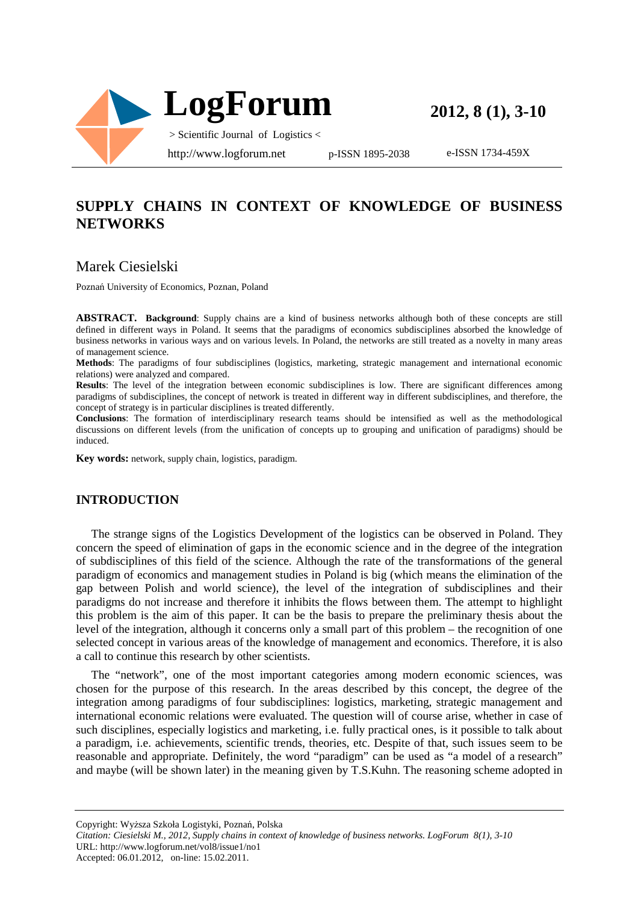# SUPPLY CHAINS IN CONTEXT OF KNOWLEDGE OF BUSINESS NETWORKS

## Marek Ciesielski

Poznań University of Economics, Poznan, Poland

**ABSTRACT. Background**: Supply chains are a kind of business networks although both of these concepts are still defined in different ways in Poland. It seems that the paradigms of economics subdisciplines absorbed the knowledge of business networks in various ways and on various levels. In Poland, the networks are still treated as a novelty in many areas of management science.

**Methods**: The paradigms of four subdisciplines (logistics, marketing, strategic management and international economic relations) were analyzed and compared.

**Results**: The level of the integration between economic subdisciplines is low. There are significant differences among paradigms of subdisciplines, the concept of network is treated in different way in different subdisciplines, and therefore, the concept of strategy is in particular disciplines is treated differently.

**Conclusions**: The formation of interdisciplinary research teams should be intensified as well as the methodological discussions on different levels (from the unification of concepts up to grouping and unification of paradigms) should be induced.

**Key words:** network, supply chain, logistics, paradigm.

## INTRODUCTION

The strange signs of the Logistics Development of the logistics can be observed in Poland. They concern the speed of elimination of gaps in the economic science and in the degree of the integration of subdisciplines of this field of the science. Although the rate of the transformations of the general paradigm of economics and management studies in Poland is big (which means the elimination of the gap between Polish and world science), the level of the integration of subdisciplines and their paradigms do not increase and therefore it inhibits the flows between them. The attempt to highlight this problem is the aim of this paper. It can be the basis to prepare the preliminary thesis about the level of the integration, although it concerns only a small part of this problem – the recognition of one selected concept in various areas of the knowledge of management and economics. Therefore, it is also a call to continue this research by other scientists.

The "network", one of the most important categories among modern economic sciences, was chosen for the purpose of this research. In the areas described by this concept, the degree of the integration among paradigms of four subdisciplines: logistics, marketing, strategic management and international economic relations were evaluated. The question will of course arise, whether in case of such disciplines, especially logistics and marketing, i.e. fully practical ones, is it possible to talk about a paradigm, i.e. achievements, scientific trends, theories, etc. Despite of that, such issues seem to be reasonable and appropriate. Definitely, the word "paradigm" can be used as "a model of a research" and maybe (will be shown later) in the meaning given by T.S.Kuhn. The reasoning scheme adopted in

Copyright: Wyższa Szkoła Logistyki, Poznań, Polska

*Citation: Ciesielski M., 2012, Supply chains in context of knowledge of business networks. LogForum 8(1), 3-10*

URL: http://www.logforum.net/vol8/issue1/no1

Accepted: 06.01.2012, on-line: 15.02.2011.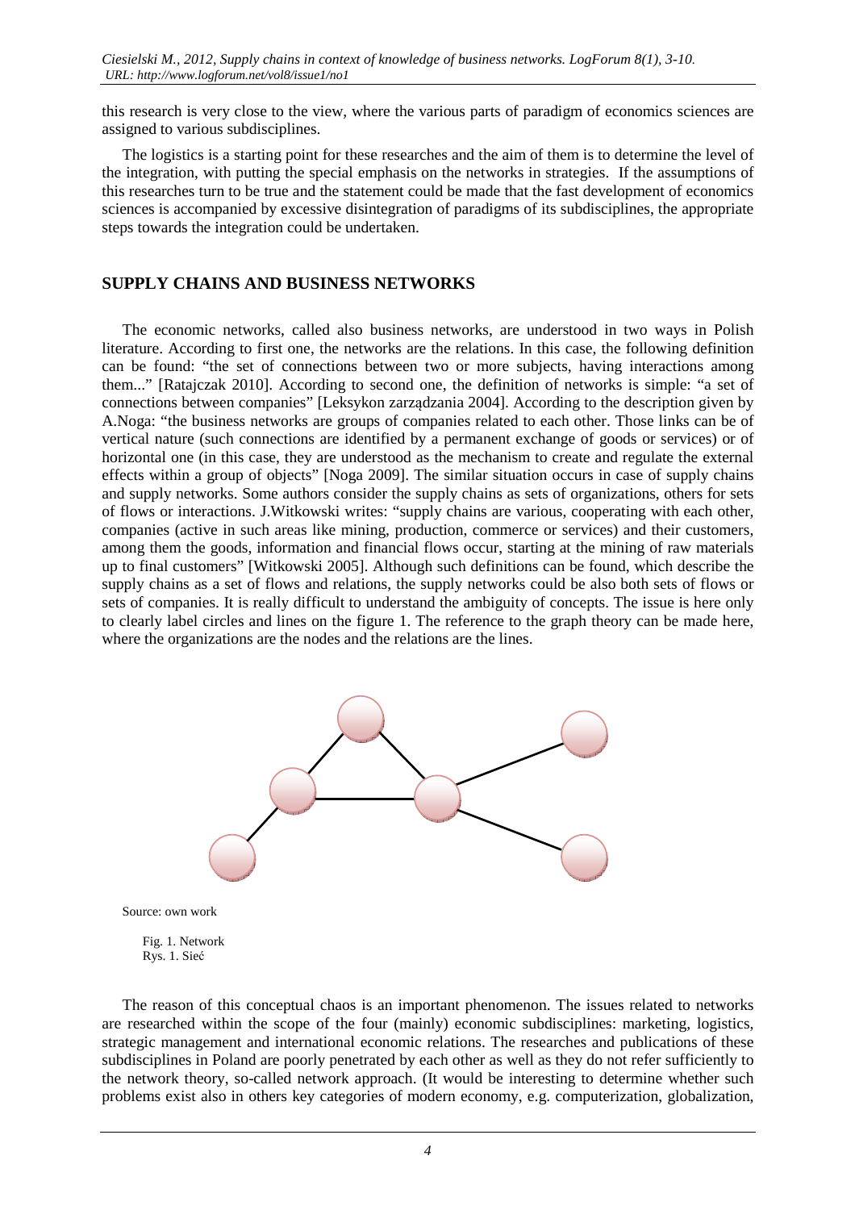this research is very close to the view, where the various parts of paradigm of economics sciences are assigned to various subdisciplines.

The logistics is a starting point for these researches and the aim of them is to determine the level of the integration, with putting the special emphasis on the networks in strategies. If the assumptions of this researches turn to be true and the statement could be made that the fast development of economics sciences is accompanied by excessive disintegration of paradigms of its subdisciplines, the appropriate steps towards the integration could be undertaken.

## SUPPLY CHAINS AND BUSINESS NETWORKS

The economic networks, called also business networks, are understood in two ways in Polish literature. According to first one, the networks are the relations. In this case, the following definition can be found: "the set of connections between two or more subjects, having interactions among them..." [Ratajczak 2010]. According to second one, the definition of networks is simple: "a set of connections between companies" [Leksykon zarządzania 2004]. According to the description given by A.Noga: "the business networks are groups of companies related to each other. Those links can be of vertical nature (such connections are identified by a permanent exchange of goods or services) or of horizontal one (in this case, they are understood as the mechanism to create and regulate the external effects within a group of objects" [Noga 2009]. The similar situation occurs in case of supply chains and supply networks. Some authors consider the supply chains as sets of organizations, others for sets of flows or interactions. J.Witkowski writes: "supply chains are various, cooperating with each other, companies (active in such areas like mining, production, commerce or services) and their customers, among them the goods, information and financial flows occur, starting at the mining of raw materials up to final customers" [Witkowski 2005]. Although such definitions can be found, which describe the supply chains as a set of flows and relations, the supply networks could be also both sets of flows or sets of companies. It is really difficult to understand the ambiguity of concepts. The issue is here only to clearly label circles and lines on the figure 1. The reference to the graph theory can be made here, where the organizations are the nodes and the relations are the lines.

Source: own work

Fig. 1. Network
Rys. 1. Sieć

The reason of this conceptual chaos is an important phenomenon. The issues related to networks are researched within the scope of the four (mainly) economic subdisciplines: marketing, logistics, strategic management and international economic relations. The researches and publications of these subdisciplines in Poland are poorly penetrated by each other as well as they do not refer sufficiently to the network theory, so-called network approach. (It would be interesting to determine whether such problems exist also in others key categories of modern economy, e.g. computerization, globalization,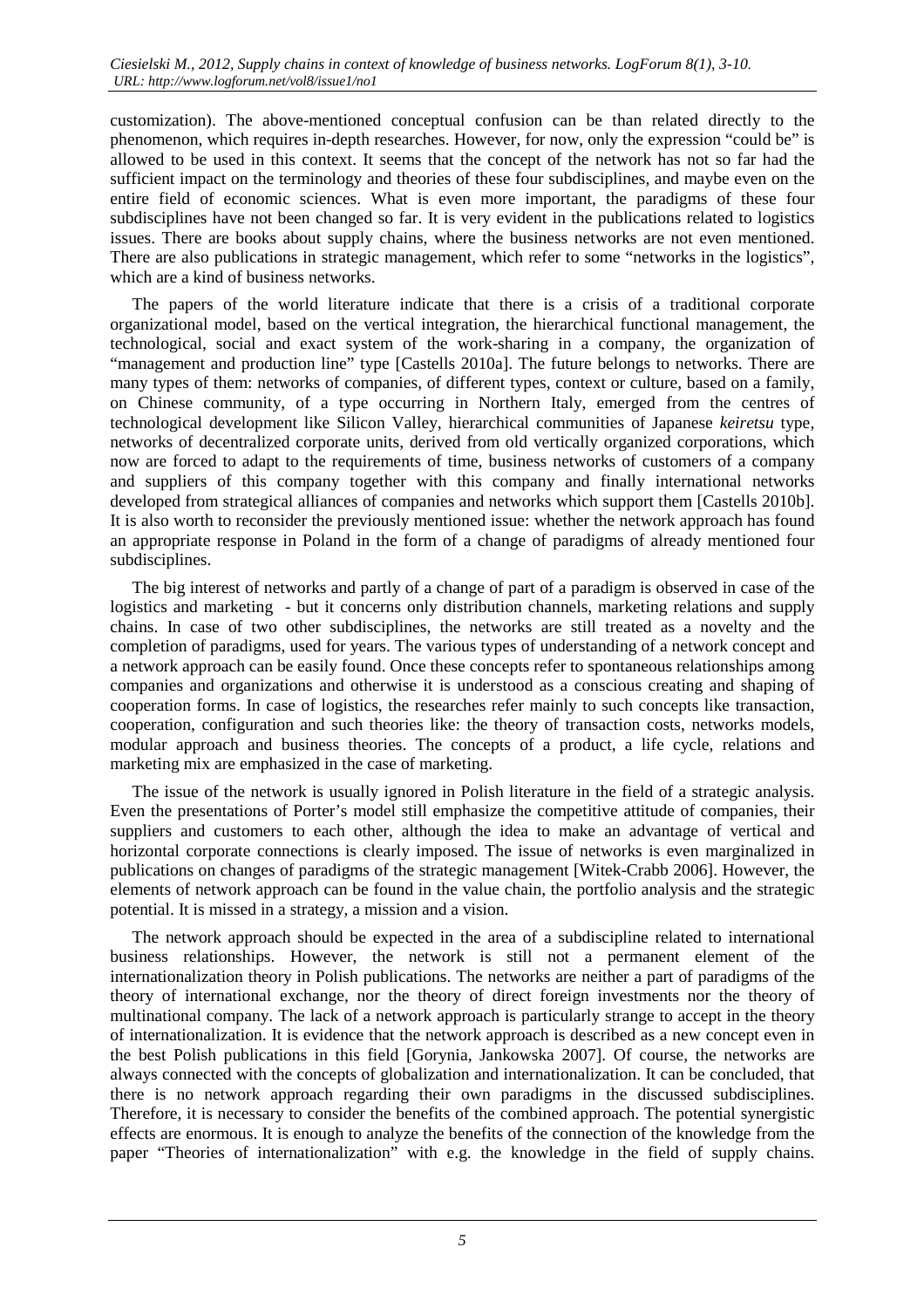customization). The above-mentioned conceptual confusion can be than related directly to the phenomenon, which requires in-depth researches. However, for now, only the expression "could be" is allowed to be used in this context. It seems that the concept of the network has not so far had the sufficient impact on the terminology and theories of these four subdisciplines, and maybe even on the entire field of economic sciences. What is even more important, the paradigms of these four subdisciplines have not been changed so far. It is very evident in the publications related to logistics issues. There are books about supply chains, where the business networks are not even mentioned. There are also publications in strategic management, which refer to some "networks in the logistics", which are a kind of business networks.

The papers of the world literature indicate that there is a crisis of a traditional corporate organizational model, based on the vertical integration, the hierarchical functional management, the technological, social and exact system of the work-sharing in a company, the organization of "management and production line" type [Castells 2010a]. The future belongs to networks. There are many types of them: networks of companies, of different types, context or culture, based on a family, on Chinese community, of a type occurring in Northern Italy, emerged from the centres of technological development like Silicon Valley, hierarchical communities of Japanese *keiretsu* type, networks of decentralized corporate units, derived from old vertically organized corporations, which now are forced to adapt to the requirements of time, business networks of customers of a company and suppliers of this company together with this company and finally international networks developed from strategical alliances of companies and networks which support them [Castells 2010b]. It is also worth to reconsider the previously mentioned issue: whether the network approach has found an appropriate response in Poland in the form of a change of paradigms of already mentioned four subdisciplines.

The big interest of networks and partly of a change of part of a paradigm is observed in case of the logistics and marketing - but it concerns only distribution channels, marketing relations and supply chains. In case of two other subdisciplines, the networks are still treated as a novelty and the completion of paradigms, used for years. The various types of understanding of a network concept and a network approach can be easily found. Once these concepts refer to spontaneous relationships among companies and organizations and otherwise it is understood as a conscious creating and shaping of cooperation forms. In case of logistics, the researches refer mainly to such concepts like transaction, cooperation, configuration and such theories like: the theory of transaction costs, networks models, modular approach and business theories. The concepts of a product, a life cycle, relations and marketing mix are emphasized in the case of marketing.

The issue of the network is usually ignored in Polish literature in the field of a strategic analysis. Even the presentations of Porter's model still emphasize the competitive attitude of companies, their suppliers and customers to each other, although the idea to make an advantage of vertical and horizontal corporate connections is clearly imposed. The issue of networks is even marginalized in publications on changes of paradigms of the strategic management [Witek-Crabb 2006]. However, the elements of network approach can be found in the value chain, the portfolio analysis and the strategic potential. It is missed in a strategy, a mission and a vision.

The network approach should be expected in the area of a subdiscipline related to international business relationships. However, the network is still not a permanent element of the internationalization theory in Polish publications. The networks are neither a part of paradigms of the theory of international exchange, nor the theory of direct foreign investments nor the theory of multinational company. The lack of a network approach is particularly strange to accept in the theory of internationalization. It is evidence that the network approach is described as a new concept even in the best Polish publications in this field [Gorynia, Jankowska 2007]. Of course, the networks are always connected with the concepts of globalization and internationalization. It can be concluded, that there is no network approach regarding their own paradigms in the discussed subdisciplines. Therefore, it is necessary to consider the benefits of the combined approach. The potential synergistic effects are enormous. It is enough to analyze the benefits of the connection of the knowledge from the paper "Theories of internationalization" with e.g. the knowledge in the field of supply chains.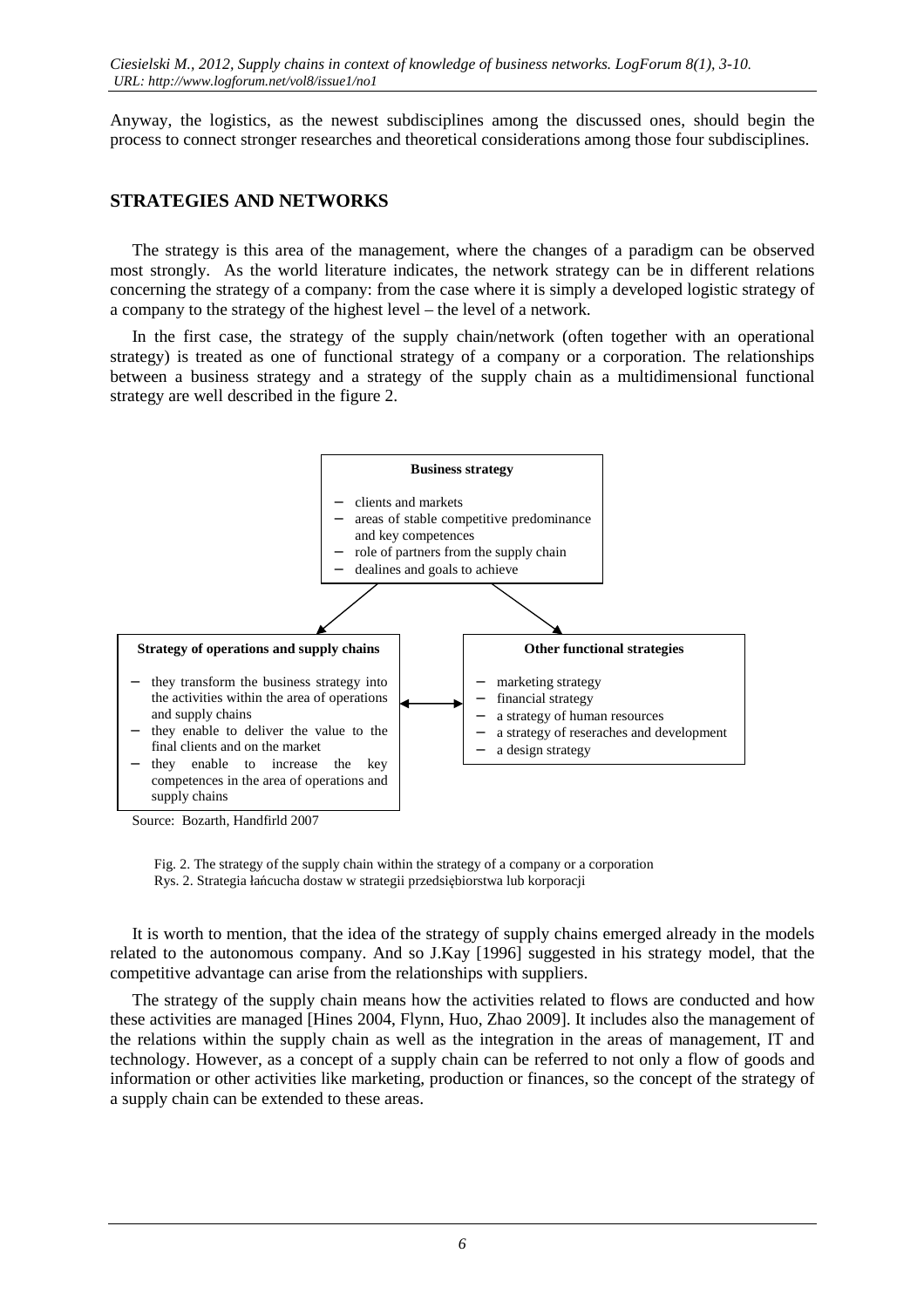Anyway, the logistics, as the newest subdisciplines among the discussed ones, should begin the process to connect stronger researches and theoretical considerations among those four subdisciplines.

## STRATEGIES AND NETWORKS

The strategy is this area of the management, where the changes of a paradigm can be observed most strongly. As the world literature indicates, the network strategy can be in different relations concerning the strategy of a company: from the case where it is simply a developed logistic strategy of a company to the strategy of the highest level – the level of a network.

In the first case, the strategy of the supply chain/network (often together with an operational strategy) is treated as one of functional strategy of a company or a corporation. The relationships between a business strategy and a strategy of the supply chain as a multidimensional functional strategy are well described in the figure 2.

**Business strategy**

- clients and markets
- areas of stable competitive predominance and key competences
- role of partners from the supply chain
- dealines and goals to achieve

**Strategy of operations and supply chains**

- they transform the business strategy into the activities within the area of operations and supply chains
- they enable to deliver the value to the final clients and on the market
- they enable to increase the key competences in the area of operations and supply chains

**Other functional strategies**

- marketing strategy
- financial strategy
- a strategy of human resources
- a strategy of reseraches and development
- a design strategy

Source: Bozarth, Handfirld 2007

Fig. 2. The strategy of the supply chain within the strategy of a company or a corporation
Rys. 2. Strategia łańcucha dostaw w strategii przedsiębiorstwa lub korporacji

It is worth to mention, that the idea of the strategy of supply chains emerged already in the models related to the autonomous company. And so J.Kay [1996] suggested in his strategy model, that the competitive advantage can arise from the relationships with suppliers.

The strategy of the supply chain means how the activities related to flows are conducted and how these activities are managed [Hines 2004, Flynn, Huo, Zhao 2009]. It includes also the management of the relations within the supply chain as well as the integration in the areas of management, IT and technology. However, as a concept of a supply chain can be referred to not only a flow of goods and information or other activities like marketing, production or finances, so the concept of the strategy of a supply chain can be extended to these areas.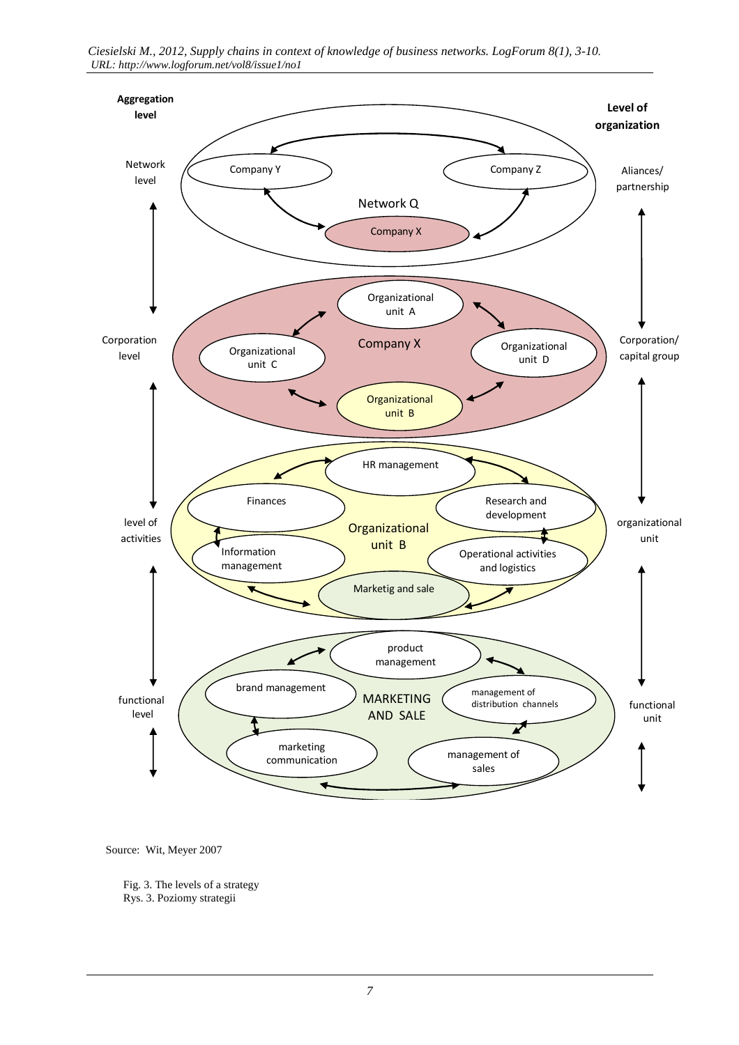Source: Wit, Meyer 2007

Fig. 3. The levels of a strategy
Rys. 3. Poziomy strategii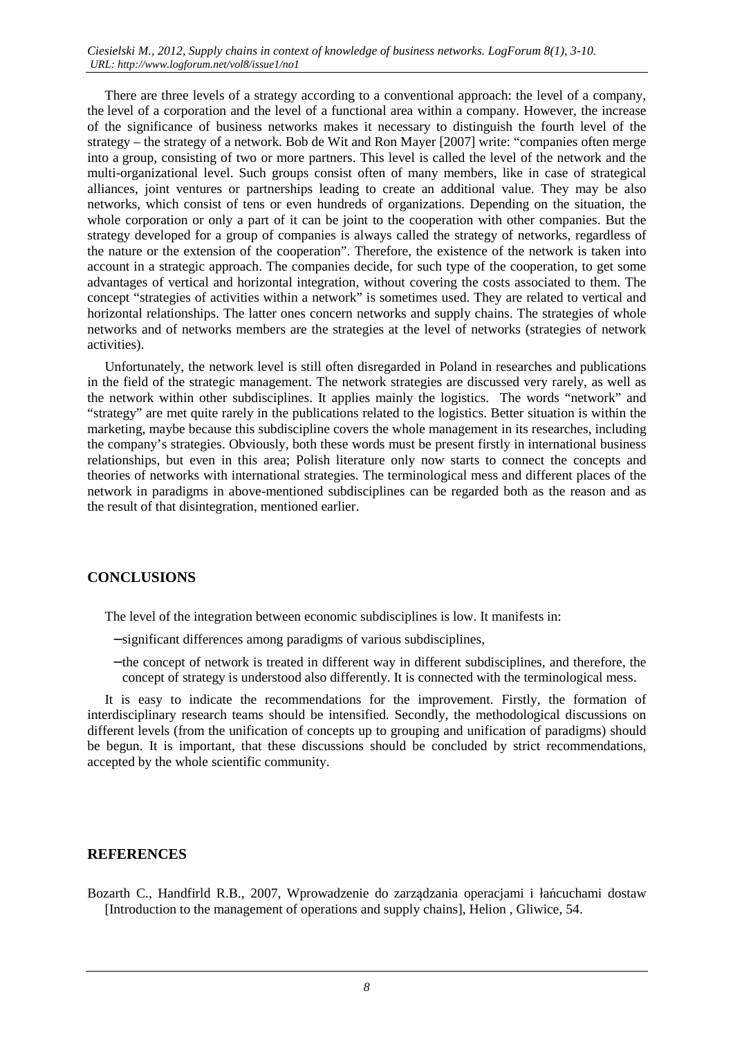There are three levels of a strategy according to a conventional approach: the level of a company, the level of a corporation and the level of a functional area within a company. However, the increase of the significance of business networks makes it necessary to distinguish the fourth level of the strategy – the strategy of a network. Bob de Wit and Ron Mayer [2007] write: "companies often merge into a group, consisting of two or more partners. This level is called the level of the network and the multi-organizational level. Such groups consist often of many members, like in case of strategical alliances, joint ventures or partnerships leading to create an additional value. They may be also networks, which consist of tens or even hundreds of organizations. Depending on the situation, the whole corporation or only a part of it can be joint to the cooperation with other companies. But the strategy developed for a group of companies is always called the strategy of networks, regardless of the nature or the extension of the cooperation". Therefore, the existence of the network is taken into account in a strategic approach. The companies decide, for such type of the cooperation, to get some advantages of vertical and horizontal integration, without covering the costs associated to them. The concept "strategies of activities within a network" is sometimes used. They are related to vertical and horizontal relationships. The latter ones concern networks and supply chains. The strategies of whole networks and of networks members are the strategies at the level of networks (strategies of network activities).

Unfortunately, the network level is still often disregarded in Poland in researches and publications in the field of the strategic management. The network strategies are discussed very rarely, as well as the network within other subdisciplines. It applies mainly the logistics. The words "network" and "strategy" are met quite rarely in the publications related to the logistics. Better situation is within the marketing, maybe because this subdiscipline covers the whole management in its researches, including the company's strategies. Obviously, both these words must be present firstly in international business relationships, but even in this area; Polish literature only now starts to connect the concepts and theories of networks with international strategies. The terminological mess and different places of the network in paradigms in above-mentioned subdisciplines can be regarded both as the reason and as the result of that disintegration, mentioned earlier.

## CONCLUSIONS

The level of the integration between economic subdisciplines is low. It manifests in:

- significant differences among paradigms of various subdisciplines,
- the concept of network is treated in different way in different subdisciplines, and therefore, the concept of strategy is understood also differently. It is connected with the terminological mess.

It is easy to indicate the recommendations for the improvement. Firstly, the formation of interdisciplinary research teams should be intensified. Secondly, the methodological discussions on different levels (from the unification of concepts up to grouping and unification of paradigms) should be begun. It is important, that these discussions should be concluded by strict recommendations, accepted by the whole scientific community.

## REFERENCES

Bozarth C., Handfirld R.B., 2007, Wprowadzenie do zarządzania operacjami i łańcuchami dostaw [Introduction to the management of operations and supply chains], Helion , Gliwice, 54.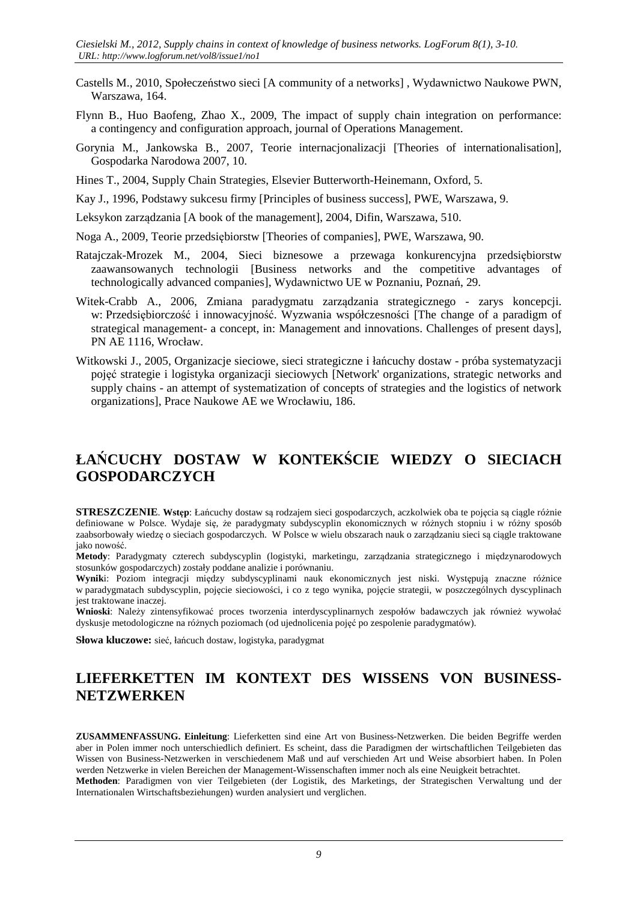Castells M., 2010, Społeczeństwo sieci [A community of a networks] , Wydawnictwo Naukowe PWN, Warszawa, 164.

Flynn B., Huo Baofeng, Zhao X., 2009, The impact of supply chain integration on performance: a contingency and configuration approach, journal of Operations Management.

Gorynia M., Jankowska B., 2007, Teorie internacjonalizacji [Theories of internationalisation], Gospodarka Narodowa 2007, 10.

Hines T., 2004, Supply Chain Strategies, Elsevier Butterworth-Heinemann, Oxford, 5.

Kay J., 1996, Podstawy sukcesu firmy [Principles of business success], PWE, Warszawa, 9.

Leksykon zarządzania [A book of the management], 2004, Difin, Warszawa, 510.

Noga A., 2009, Teorie przedsiębiorstw [Theories of companies], PWE, Warszawa, 90.

Ratajczak-Mrozek M., 2004, Sieci biznesowe a przewaga konkurencyjna przedsiębiorstw zaawansowanych technologii [Business networks and the competitive advantages of technologically advanced companies], Wydawnictwo UE w Poznaniu, Poznań, 29.

Witek-Crabb A., 2006, Zmiana paradygmatu zarządzania strategicznego - zarys koncepcji. w: Przedsiębiorczość i innowacyjność. Wyzwania współczesności [The change of a paradigm of strategical management- a concept, in: Management and innovations. Challenges of present days], PN AE 1116, Wrocław.

Witkowski J., 2005, Organizacje sieciowe, sieci strategiczne i łańcuchy dostaw - próba systematyzacji pojęć strategie i logistyka organizacji sieciowych [Network' organizations, strategic networks and supply chains - an attempt of systematization of concepts of strategies and the logistics of network organizations], Prace Naukowe AE we Wrocławiu, 186.

## ŁAŃCUCHY DOSTAW W KONTEKŚCIE WIEDZY O SIECIACH GOSPODARCZYCH

**STRESZCZENIE**. **Wstęp**: Łańcuchy dostaw są rodzajem sieci gospodarczych, aczkolwiek oba te pojęcia są ciągle różnie definiowane w Polsce. Wydaje się, że paradygmaty subdyscyplin ekonomicznych w różnych stopniu i w różny sposób zaabsorbowały wiedzę o sieciach gospodarczych. W Polsce w wielu obszarach nauk o zarządzaniu sieci są ciągle traktowane jako nowość.

**Metody**: Paradygmaty czterech subdyscyplin (logistyki, marketingu, zarządzania strategicznego i międzynarodowych stosunków gospodarczych) zostały poddane analizie i porównaniu.

**Wyniki**: Poziom integracji między subdyscyplinami nauk ekonomicznych jest niski. Występują znaczne różnice w paradygmatach subdyscyplin, pojęcie sieciowości, i co z tego wynika, pojęcie strategii, w poszczególnych dyscyplinach jest traktowane inaczej.

**Wnioski**: Należy zintensyfikować proces tworzenia interdyscyplinarnych zespołów badawczych jak również wywołać dyskusje metodologiczne na różnych poziomach (od ujednolicenia pojęć po zespolenie paradygmatów).

**Słowa kluczowe:** sieć, łańcuch dostaw, logistyka, paradygmat

## LIEFERKETTEN IM KONTEXT DES WISSENS VON BUSINESS-NETZWERKEN

**ZUSAMMENFASSUNG. Einleitung**: Lieferketten sind eine Art von Business-Netzwerken. Die beiden Begriffe werden aber in Polen immer noch unterschiedlich definiert. Es scheint, dass die Paradigmen der wirtschaftlichen Teilgebieten das Wissen von Business-Netzwerken in verschiedenem Maß und auf verschieden Art und Weise absorbiert haben. In Polen werden Netzwerke in vielen Bereichen der Management-Wissenschaften immer noch als eine Neuigkeit betrachtet.

**Methoden**: Paradigmen von vier Teilgebieten (der Logistik, des Marketings, der Strategischen Verwaltung und der Internationalen Wirtschaftsbeziehungen) wurden analysiert und verglichen.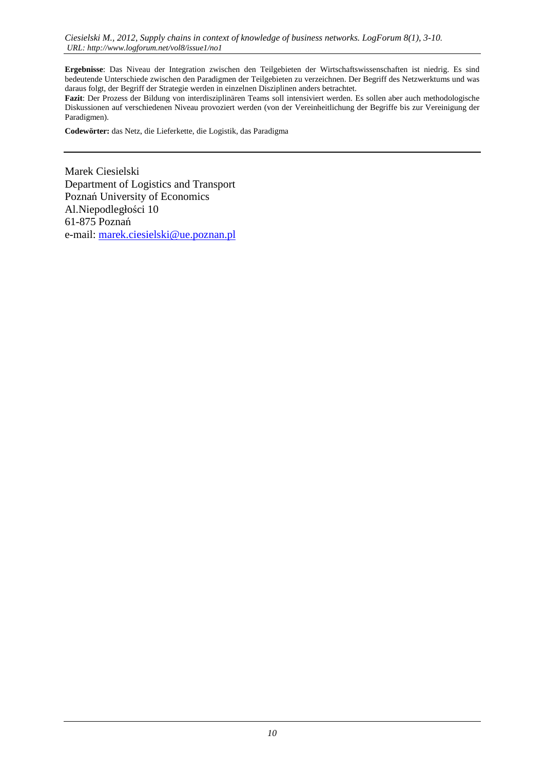**Ergebnisse**: Das Niveau der Integration zwischen den Teilgebieten der Wirtschaftswissenschaften ist niedrig. Es sind bedeutende Unterschiede zwischen den Paradigmen der Teilgebieten zu verzeichnen. Der Begriff des Netzwerktums und was daraus folgt, der Begriff der Strategie werden in einzelnen Disziplinen anders betrachtet.

**Fazit**: Der Prozess der Bildung von interdisziplinären Teams soll intensiviert werden. Es sollen aber auch methodologische Diskussionen auf verschiedenen Niveau provoziert werden (von der Vereinheitlichung der Begriffe bis zur Vereinigung der Paradigmen).

**Codewörter:** das Netz, die Lieferkette, die Logistik, das Paradigma

---

Marek Ciesielski
Department of Logistics and Transport
Poznań University of Economics
Al.Niepodległości 10
61-875 Poznań
e-mail: marek.ciesielski@ue.poznan.pl